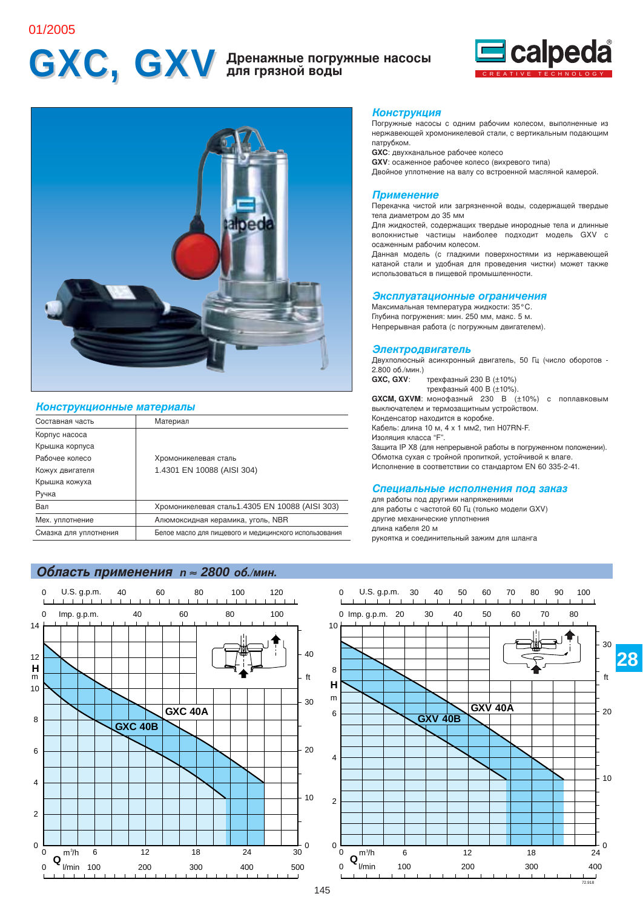01/2005

# GXC, GXV Дренажные погружные насосы для грязной воды

## Конструкция

Погружные насосы с одним рабочим колесом, выполненные из нержавеющей хромоникелевой стали, с вертикальным подающим патрубком.

**GXC**: двухканальное рабочее колесо

**GXV**: осаженное рабочее колесо (вихревого типа)

Двойное уплотнение на валу со встроенной масляной камерой.

## Применение

Перекачка чистой или загрязненной воды, содержащей твердые тела диаметром до 35 мм

Для жидкостей, содержащих твердые инородные тела и длинные волокнистые частицы наиболее подходит модель GXV с осаженным рабочим колесом.

Данная модель (с гладкими поверхностями из нержавеющей катаной стали и удобная для проведения чистки) может также использоваться в пищевой промышленности.

## Эксплуатационные ограничения

Максимальная температура жидкости: 35°C.

Глубина погружения: мин. 250 мм, макс. 5 м.

Непрерывная работа (с погружным двигателем).

## Электродвигатель

Двухполюсный асинхронный двигатель, 50 Гц (число оборотов - 2.800 об./мин.)

**GXC, GXV**: трехфазный 230 В (±10%)
трехфазный 400 В (±10%).

**GXCM, GXVM**: монофазный 230 В (±10%) с поплавковым выключателем и термозащитным устройством.

Конденсатор находится в коробке.

Кабель: длина 10 м, 4 x 1 мм2, тип H07RN-F.

Изоляция класса "F".

Защита IP X8 (для непрерывной работы в погруженном положении).

Обмотка сухая с тройной пропиткой, устойчивой к влаге.

Исполнение в соответствии со стандартом EN 60 335-2-41.

## Специальные исполнения под заказ

для работы под другими напряжениями

для работы с частотой 60 Гц (только модели GXV)

другие механические уплотнения

длина кабеля 20 м

рукоятка и соединительный зажим для шланга

## Конструкционные материалы

| Составная часть | Материал |
|---|---|
| Корпус насоса<br>Крышка корпуса<br>Рабочее колесо<br>Кожух двигателя<br>Крышка кожуха<br>Ручка | Хромоникелевая сталь<br>1.4301 EN 10088 (AISI 304) |
| Вал | Хромоникелевая сталь1.4305 EN 10088 (AISI 303) |
| Мех. уплотнение | Алюмоксидная керамика, уголь, NBR |
| Смазка для уплотнения | Белое масло для пищевого и медицинского использования |

## Область применения $n \approx 2800$ об./мин.

GXC 40A, GXC 40B — H (m): 0–14; Q: 0–30 m³/h, 0–500 l/min; U.S. g.p.m. 0–120; Imp. g.p.m. 0–100; ft 0–40

GXV 40A, GXV 40B — H (m): 0–10; Q: 0–24 m³/h, 0–400 l/min; U.S. g.p.m. 0–100; Imp. g.p.m. 0–80; ft 0–30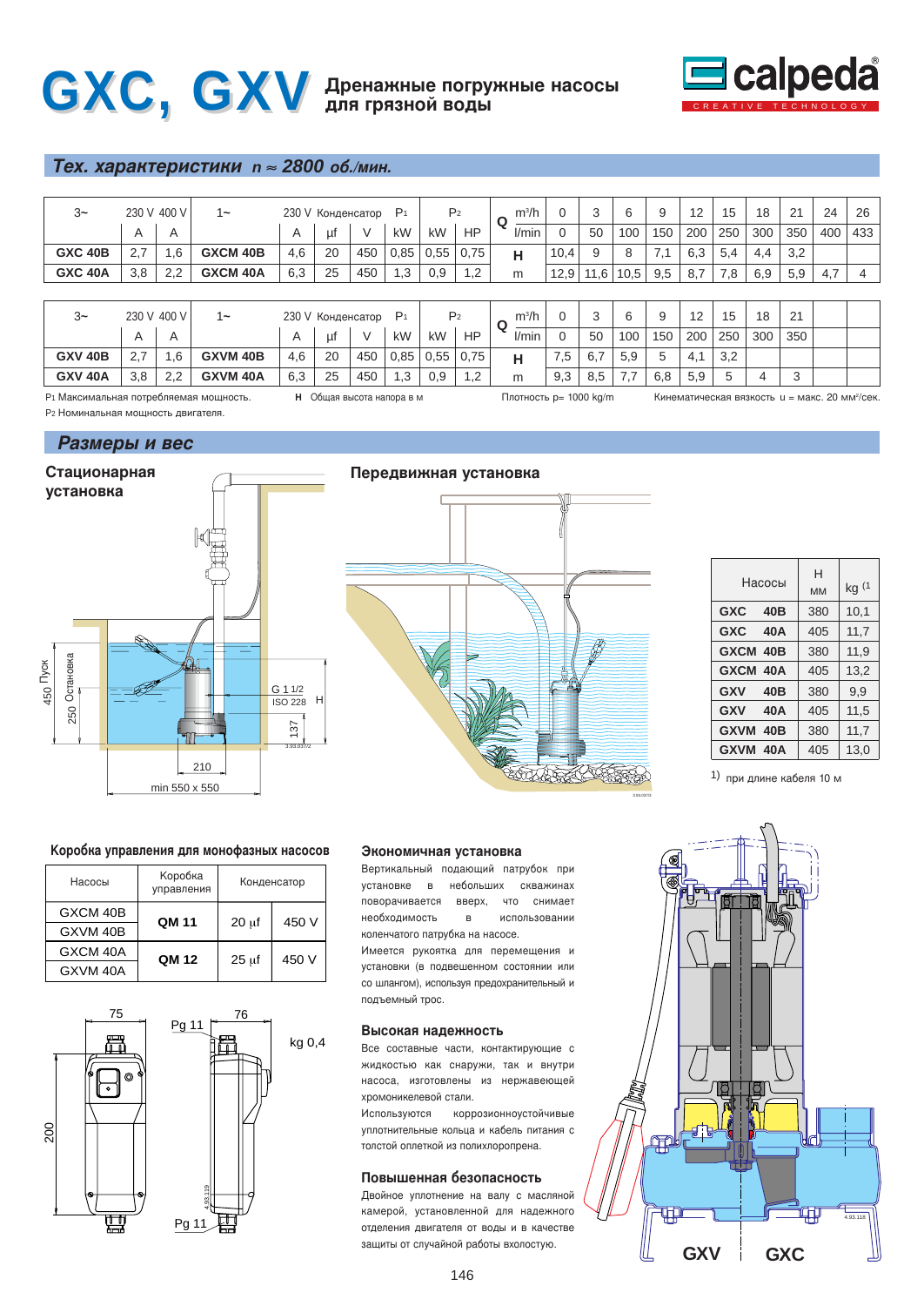# GXC, GXV

**Дренажные погружные насосы для грязной воды**

calpeda
CREATIVE TECHNOLOGY

## *Тех. характеристики n ≈ 2800 об./мин.*

| 3~ | 230 V | 400 V | 1~ | 230 V | Конденсатор | | $P_1$ | $P_2$ | | Q | m³/h | 0 | 3 | 6 | 9 | 12 | 15 | 18 | 21 | 24 | 26 |
|---|---|---|---|---|---|---|---|---|---|---|---|---|---|---|---|---|---|---|---|---|---|
| | A | A | | A | µf | V | kW | kW | HP | | l/min | 0 | 50 | 100 | 150 | 200 | 250 | 300 | 350 | 400 | 433 |
| GXC 40B | 2,7 | 1,6 | GXCM 40B | 4,6 | 20 | 450 | 0,85 | 0,55 | 0,75 | H | | 10,4 | 9 | 8 | 7,1 | 6,3 | 5,4 | 4,4 | 3,2 | | |
| GXC 40A | 3,8 | 2,2 | GXCM 40A | 6,3 | 25 | 450 | 1,3 | 0,9 | 1,2 | | m | 12,9 | 11,6 | 10,5 | 9,5 | 8,7 | 7,8 | 6,9 | 5,9 | 4,7 | 4 |

| 3~ | 230 V | 400 V | 1~ | 230 V | Конденсатор | | $P_1$ | $P_2$ | | Q | m³/h | 0 | 3 | 6 | 9 | 12 | 15 | 18 | 21 |
|---|---|---|---|---|---|---|---|---|---|---|---|---|---|---|---|---|---|---|---|
| | A | A | | A | µf | V | kW | kW | HP | | l/min | 0 | 50 | 100 | 150 | 200 | 250 | 300 | 350 |
| GXV 40B | 2,7 | 1,6 | GXVM 40B | 4,6 | 20 | 450 | 0,85 | 0,55 | 0,75 | H | | 7,5 | 6,7 | 5,9 | 5 | 4,1 | 3,2 | | |
| GXV 40A | 3,8 | 2,2 | GXVM 40A | 6,3 | 25 | 450 | 1,3 | 0,9 | 1,2 | | m | 9,3 | 8,5 | 7,7 | 6,8 | 5,9 | 5 | 4 | 3 |

$P_1$ Максимальная потребляемая мощность.
$P_2$ Номинальная мощность двигателя.
**H** Общая высота напора в м
Плотность ρ= 1000 kg/m
Кинематическая вязкость υ = макс. 20 мм²/сек.

## *Размеры и вес*

### Стационарная установка

450 Пуск
250 Остановка
G 1 1/2
ISO 228
H
137
210
min 550 x 550

### Передвижная установка

| Насосы | H мм | kg [1] |
|---|---|---|
| GXC 40B | 380 | 10,1 |
| GXC 40A | 405 | 11,7 |
| GXCM 40B | 380 | 11,9 |
| GXCM 40A | 405 | 13,2 |
| GXV 40B | 380 | 9,9 |
| GXV 40A | 405 | 11,5 |
| GXVM 40B | 380 | 11,7 |
| GXVM 40A | 405 | 13,0 |

[1] при длине кабеля 10 м

### Коробка управления для монофазных насосов

| Насосы | Коробка управления | Конденсатор | |
|---|---|---|---|
| GXCM 40B | QM 11 | 20 µf | 450 V |
| GXVM 40B | | | |
| GXCM 40A | QM 12 | 25 µf | 450 V |
| GXVM 40A | | | |

75
76
Pg 11
Pg 11
200
kg 0,4

### Экономичная установка

Вертикальный подающий патрубок при установке в небольших скважинах поворачивается вверх, что снимает необходимость в использовании коленчатого патрубка на насосе.

Имеется рукоятка для перемещения и установки (в подвешенном состоянии или со шлангом), используя предохранительный и подъемный трос.

### Высокая надежность

Все составные части, контактирующие с жидкостью как снаружи, так и внутри насоса, изготовлены из нержавеющей хромоникелевой стали.

Используются коррозионноустойчивые уплотнительные кольца и кабель питания с толстой оплеткой из полихлоропрена.

### Повышенная безопасность

Двойное уплотнение на валу с масляной камерой, установленной для надежного отделения двигателя от воды и в качестве защиты от случайной работы всухую.

GXV
GXC